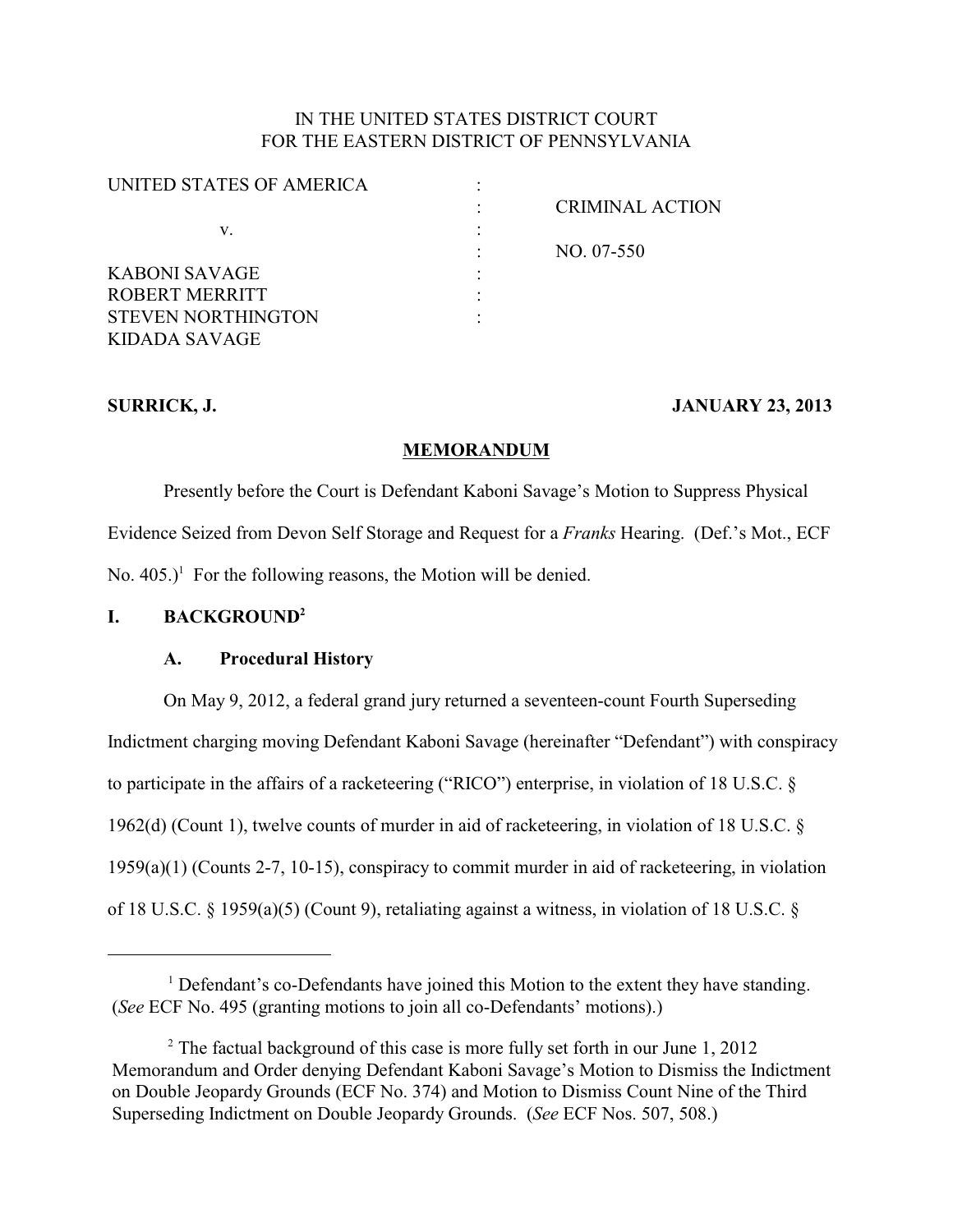IN THE UNITED STATES DISTRICT COURT
FOR THE EASTERN DISTRICT OF PENNSYLVANIA

| | | |
|---|---|---|
| UNITED STATES OF AMERICA | : | |
| | : | CRIMINAL ACTION |
| v. | : | |
| | : | NO. 07-550 |
| KABONI SAVAGE | : | |
| ROBERT MERRITT | : | |
| STEVEN NORTHINGTON | : | |
| KIDADA SAVAGE | | |

**SURRICK, J.** **JANUARY 23, 2013**

## MEMORANDUM

Presently before the Court is Defendant Kaboni Savage's Motion to Suppress Physical Evidence Seized from Devon Self Storage and Request for a *Franks* Hearing. (Def.'s Mot., ECF No. 405.)[1] For the following reasons, the Motion will be denied.

## I. BACKGROUND[2]

### A. Procedural History

On May 9, 2012, a federal grand jury returned a seventeen-count Fourth Superseding Indictment charging moving Defendant Kaboni Savage (hereinafter "Defendant") with conspiracy to participate in the affairs of a racketeering ("RICO") enterprise, in violation of 18 U.S.C. § 1962(d) (Count 1), twelve counts of murder in aid of racketeering, in violation of 18 U.S.C. § 1959(a)(1) (Counts 2-7, 10-15), conspiracy to commit murder in aid of racketeering, in violation of 18 U.S.C. § 1959(a)(5) (Count 9), retaliating against a witness, in violation of 18 U.S.C. §

---

[1] Defendant's co-Defendants have joined this Motion to the extent they have standing. (*See* ECF No. 495 (granting motions to join all co-Defendants' motions).)

[2] The factual background of this case is more fully set forth in our June 1, 2012 Memorandum and Order denying Defendant Kaboni Savage's Motion to Dismiss the Indictment on Double Jeopardy Grounds (ECF No. 374) and Motion to Dismiss Count Nine of the Third Superseding Indictment on Double Jeopardy Grounds. (*See* ECF Nos. 507, 508.)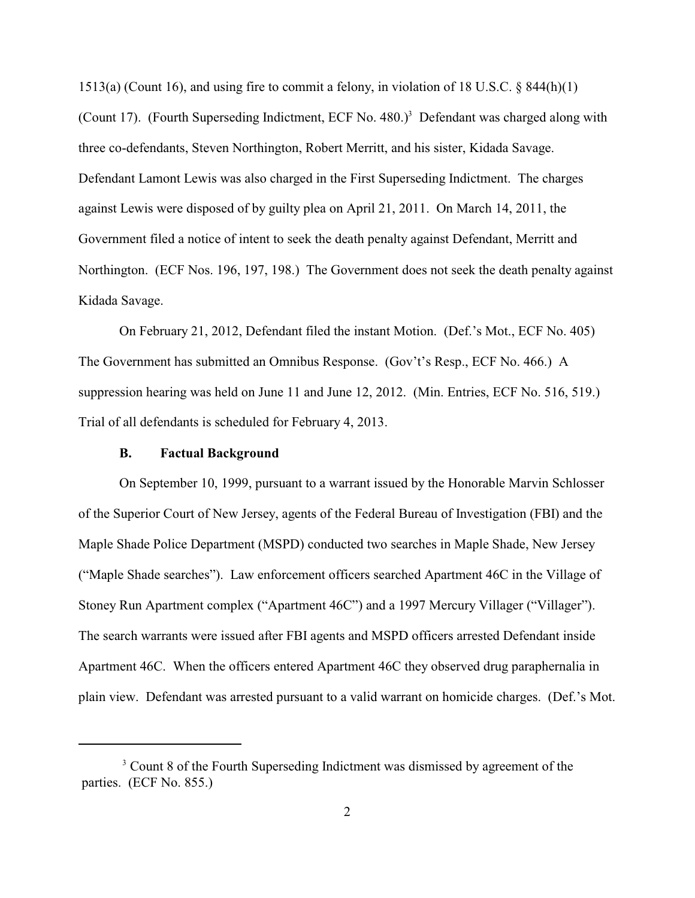1513(a) (Count 16), and using fire to commit a felony, in violation of 18 U.S.C. § 844(h)(1) (Count 17). (Fourth Superseding Indictment, ECF No. 480.)[3] Defendant was charged along with three co-defendants, Steven Northington, Robert Merritt, and his sister, Kidada Savage. Defendant Lamont Lewis was also charged in the First Superseding Indictment. The charges against Lewis were disposed of by guilty plea on April 21, 2011. On March 14, 2011, the Government filed a notice of intent to seek the death penalty against Defendant, Merritt and Northington. (ECF Nos. 196, 197, 198.) The Government does not seek the death penalty against Kidada Savage.

On February 21, 2012, Defendant filed the instant Motion. (Def.'s Mot., ECF No. 405) The Government has submitted an Omnibus Response. (Gov't's Resp., ECF No. 466.) A suppression hearing was held on June 11 and June 12, 2012. (Min. Entries, ECF No. 516, 519.) Trial of all defendants is scheduled for February 4, 2013.

### B. Factual Background

On September 10, 1999, pursuant to a warrant issued by the Honorable Marvin Schlosser of the Superior Court of New Jersey, agents of the Federal Bureau of Investigation (FBI) and the Maple Shade Police Department (MSPD) conducted two searches in Maple Shade, New Jersey ("Maple Shade searches"). Law enforcement officers searched Apartment 46C in the Village of Stoney Run Apartment complex ("Apartment 46C") and a 1997 Mercury Villager ("Villager"). The search warrants were issued after FBI agents and MSPD officers arrested Defendant inside Apartment 46C. When the officers entered Apartment 46C they observed drug paraphernalia in plain view. Defendant was arrested pursuant to a valid warrant on homicide charges. (Def.'s Mot.

[3] Count 8 of the Fourth Superseding Indictment was dismissed by agreement of the parties. (ECF No. 855.)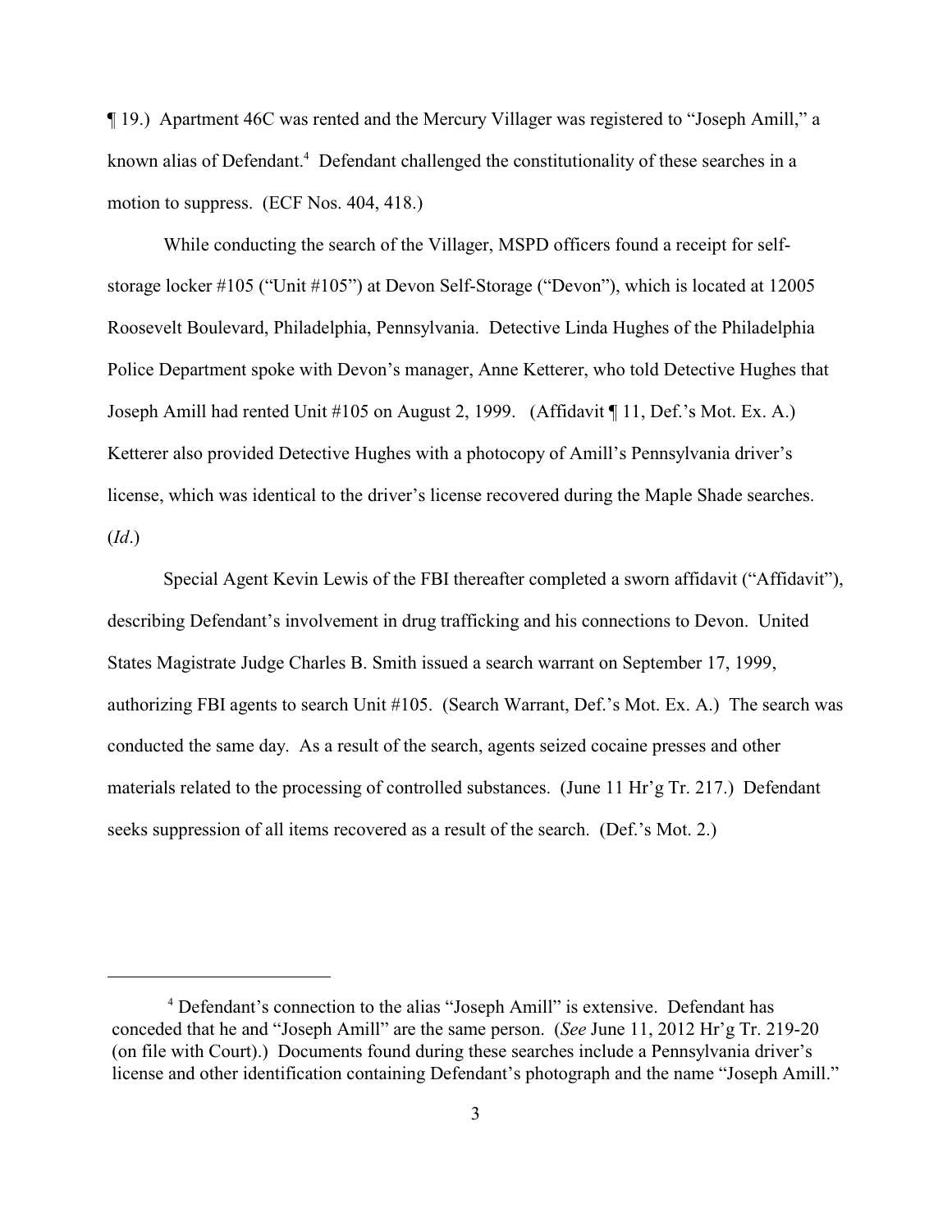¶ 19.) Apartment 46C was rented and the Mercury Villager was registered to "Joseph Amill," a known alias of Defendant.[4] Defendant challenged the constitutionality of these searches in a motion to suppress. (ECF Nos. 404, 418.)

While conducting the search of the Villager, MSPD officers found a receipt for self-storage locker #105 ("Unit #105") at Devon Self-Storage ("Devon"), which is located at 12005 Roosevelt Boulevard, Philadelphia, Pennsylvania. Detective Linda Hughes of the Philadelphia Police Department spoke with Devon's manager, Anne Ketterer, who told Detective Hughes that Joseph Amill had rented Unit #105 on August 2, 1999. (Affidavit ¶ 11, Def.'s Mot. Ex. A.) Ketterer also provided Detective Hughes with a photocopy of Amill's Pennsylvania driver's license, which was identical to the driver's license recovered during the Maple Shade searches. (*Id*.)

Special Agent Kevin Lewis of the FBI thereafter completed a sworn affidavit ("Affidavit"), describing Defendant's involvement in drug trafficking and his connections to Devon. United States Magistrate Judge Charles B. Smith issued a search warrant on September 17, 1999, authorizing FBI agents to search Unit #105. (Search Warrant, Def.'s Mot. Ex. A.) The search was conducted the same day. As a result of the search, agents seized cocaine presses and other materials related to the processing of controlled substances. (June 11 Hr'g Tr. 217.) Defendant seeks suppression of all items recovered as a result of the search. (Def.'s Mot. 2.)

---

[4] Defendant's connection to the alias "Joseph Amill" is extensive. Defendant has conceded that he and "Joseph Amill" are the same person. (*See* June 11, 2012 Hr'g Tr. 219-20 (on file with Court).) Documents found during these searches include a Pennsylvania driver's license and other identification containing Defendant's photograph and the name "Joseph Amill."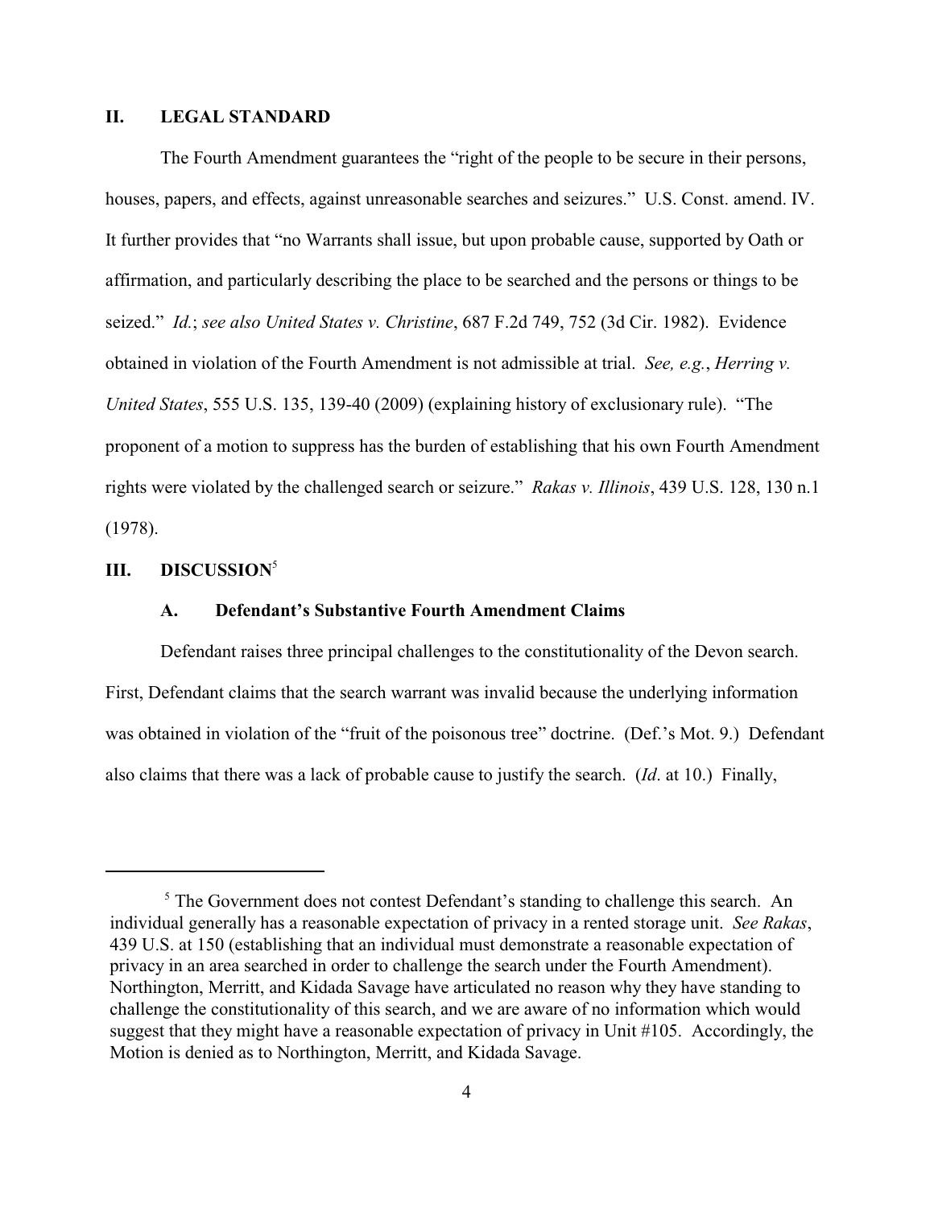## II. LEGAL STANDARD

The Fourth Amendment guarantees the "right of the people to be secure in their persons, houses, papers, and effects, against unreasonable searches and seizures." U.S. Const. amend. IV. It further provides that "no Warrants shall issue, but upon probable cause, supported by Oath or affirmation, and particularly describing the place to be searched and the persons or things to be seized." *Id.*; *see also United States v. Christine*, 687 F.2d 749, 752 (3d Cir. 1982). Evidence obtained in violation of the Fourth Amendment is not admissible at trial. *See, e.g.*, *Herring v. United States*, 555 U.S. 135, 139-40 (2009) (explaining history of exclusionary rule). "The proponent of a motion to suppress has the burden of establishing that his own Fourth Amendment rights were violated by the challenged search or seizure." *Rakas v. Illinois*, 439 U.S. 128, 130 n.1 (1978).

## III. DISCUSSION[5]

### A. Defendant's Substantive Fourth Amendment Claims

Defendant raises three principal challenges to the constitutionality of the Devon search. First, Defendant claims that the search warrant was invalid because the underlying information was obtained in violation of the "fruit of the poisonous tree" doctrine. (Def.'s Mot. 9.) Defendant also claims that there was a lack of probable cause to justify the search. (*Id*. at 10.) Finally,

---

[5] The Government does not contest Defendant's standing to challenge this search. An individual generally has a reasonable expectation of privacy in a rented storage unit. *See Rakas*, 439 U.S. at 150 (establishing that an individual must demonstrate a reasonable expectation of privacy in an area searched in order to challenge the search under the Fourth Amendment). Northington, Merritt, and Kidada Savage have articulated no reason why they have standing to challenge the constitutionality of this search, and we are aware of no information which would suggest that they might have a reasonable expectation of privacy in Unit #105. Accordingly, the Motion is denied as to Northington, Merritt, and Kidada Savage.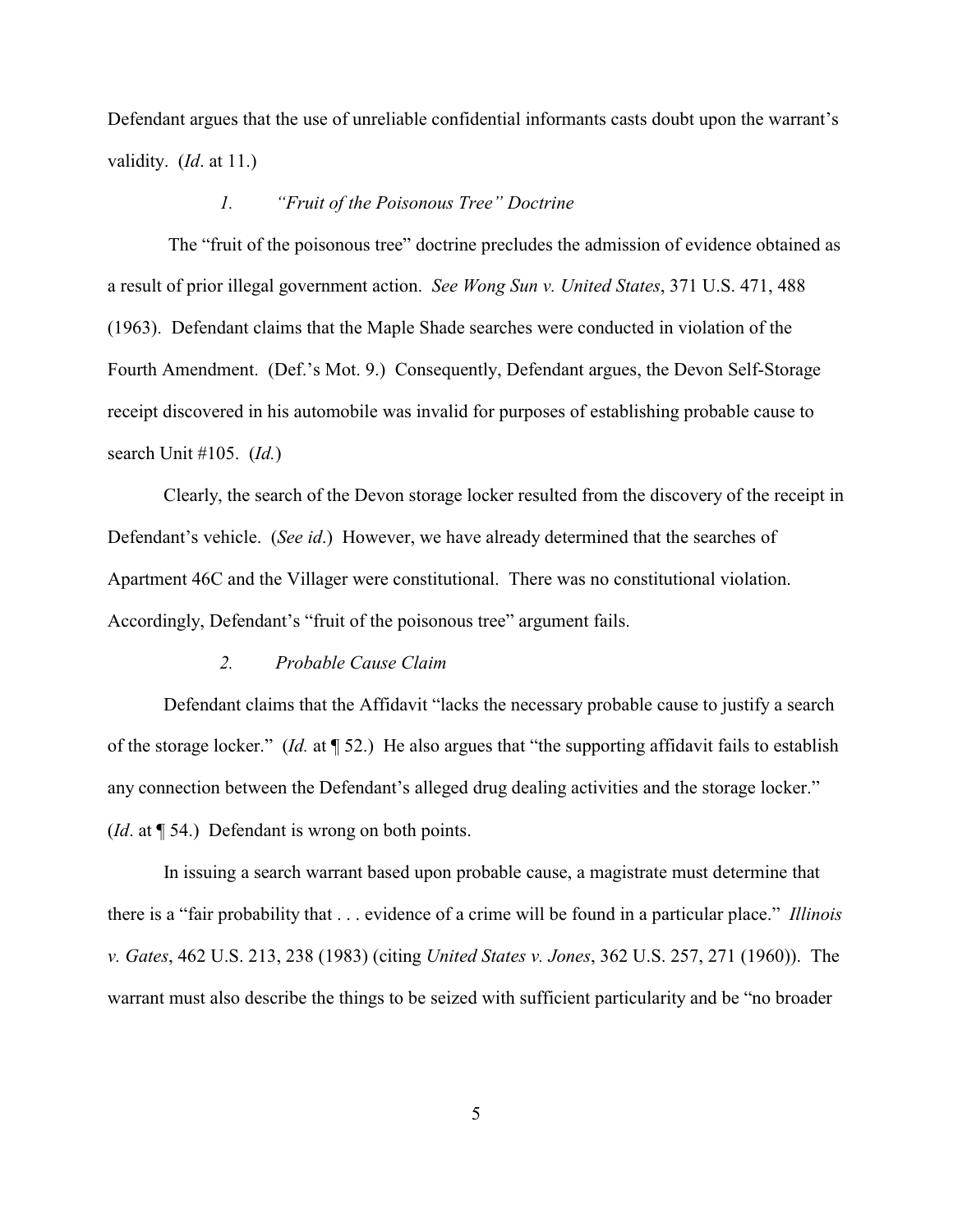Defendant argues that the use of unreliable confidential informants casts doubt upon the warrant's validity. (*Id*. at 11.)

### *1. "Fruit of the Poisonous Tree" Doctrine*

The "fruit of the poisonous tree" doctrine precludes the admission of evidence obtained as a result of prior illegal government action. *See Wong Sun v. United States*, 371 U.S. 471, 488 (1963). Defendant claims that the Maple Shade searches were conducted in violation of the Fourth Amendment. (Def.'s Mot. 9.) Consequently, Defendant argues, the Devon Self-Storage receipt discovered in his automobile was invalid for purposes of establishing probable cause to search Unit #105. (*Id.*)

Clearly, the search of the Devon storage locker resulted from the discovery of the receipt in Defendant's vehicle. (*See id*.) However, we have already determined that the searches of Apartment 46C and the Villager were constitutional. There was no constitutional violation. Accordingly, Defendant's "fruit of the poisonous tree" argument fails.

### *2. Probable Cause Claim*

Defendant claims that the Affidavit "lacks the necessary probable cause to justify a search of the storage locker." (*Id.* at ¶ 52.) He also argues that "the supporting affidavit fails to establish any connection between the Defendant's alleged drug dealing activities and the storage locker." (*Id*. at ¶ 54.) Defendant is wrong on both points.

In issuing a search warrant based upon probable cause, a magistrate must determine that there is a "fair probability that . . . evidence of a crime will be found in a particular place." *Illinois v. Gates*, 462 U.S. 213, 238 (1983) (citing *United States v. Jones*, 362 U.S. 257, 271 (1960)). The warrant must also describe the things to be seized with sufficient particularity and be "no broader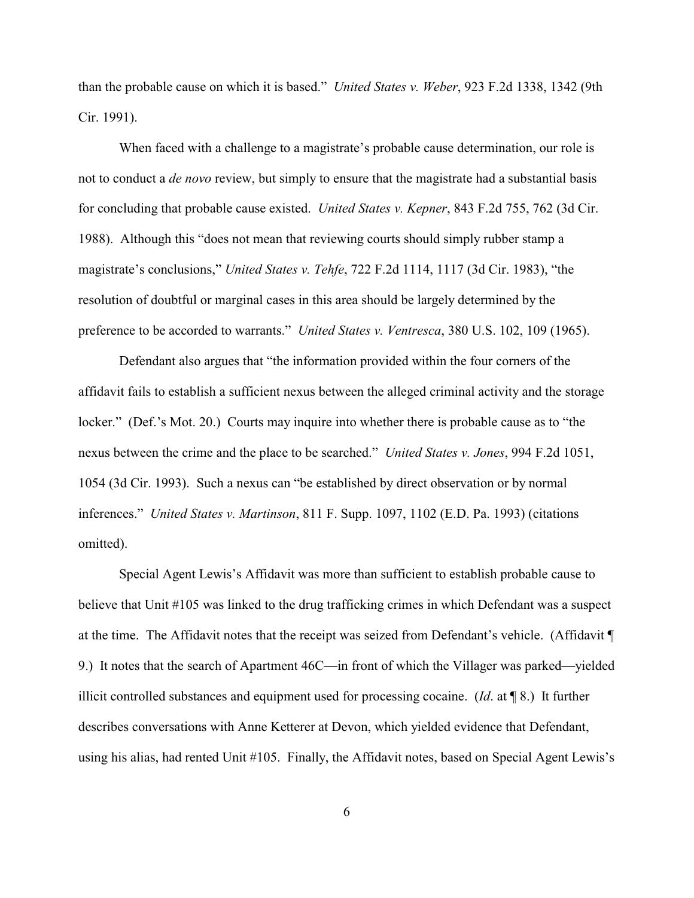than the probable cause on which it is based." *United States v. Weber*, 923 F.2d 1338, 1342 (9th Cir. 1991).

When faced with a challenge to a magistrate's probable cause determination, our role is not to conduct a *de novo* review, but simply to ensure that the magistrate had a substantial basis for concluding that probable cause existed. *United States v. Kepner*, 843 F.2d 755, 762 (3d Cir. 1988). Although this "does not mean that reviewing courts should simply rubber stamp a magistrate's conclusions," *United States v. Tehfe*, 722 F.2d 1114, 1117 (3d Cir. 1983), "the resolution of doubtful or marginal cases in this area should be largely determined by the preference to be accorded to warrants." *United States v. Ventresca*, 380 U.S. 102, 109 (1965).

Defendant also argues that "the information provided within the four corners of the affidavit fails to establish a sufficient nexus between the alleged criminal activity and the storage locker." (Def.'s Mot. 20.) Courts may inquire into whether there is probable cause as to "the nexus between the crime and the place to be searched." *United States v. Jones*, 994 F.2d 1051, 1054 (3d Cir. 1993). Such a nexus can "be established by direct observation or by normal inferences." *United States v. Martinson*, 811 F. Supp. 1097, 1102 (E.D. Pa. 1993) (citations omitted).

Special Agent Lewis's Affidavit was more than sufficient to establish probable cause to believe that Unit #105 was linked to the drug trafficking crimes in which Defendant was a suspect at the time. The Affidavit notes that the receipt was seized from Defendant's vehicle. (Affidavit ¶ 9.) It notes that the search of Apartment 46C—in front of which the Villager was parked—yielded illicit controlled substances and equipment used for processing cocaine. (*Id*. at ¶ 8.) It further describes conversations with Anne Ketterer at Devon, which yielded evidence that Defendant, using his alias, had rented Unit #105. Finally, the Affidavit notes, based on Special Agent Lewis's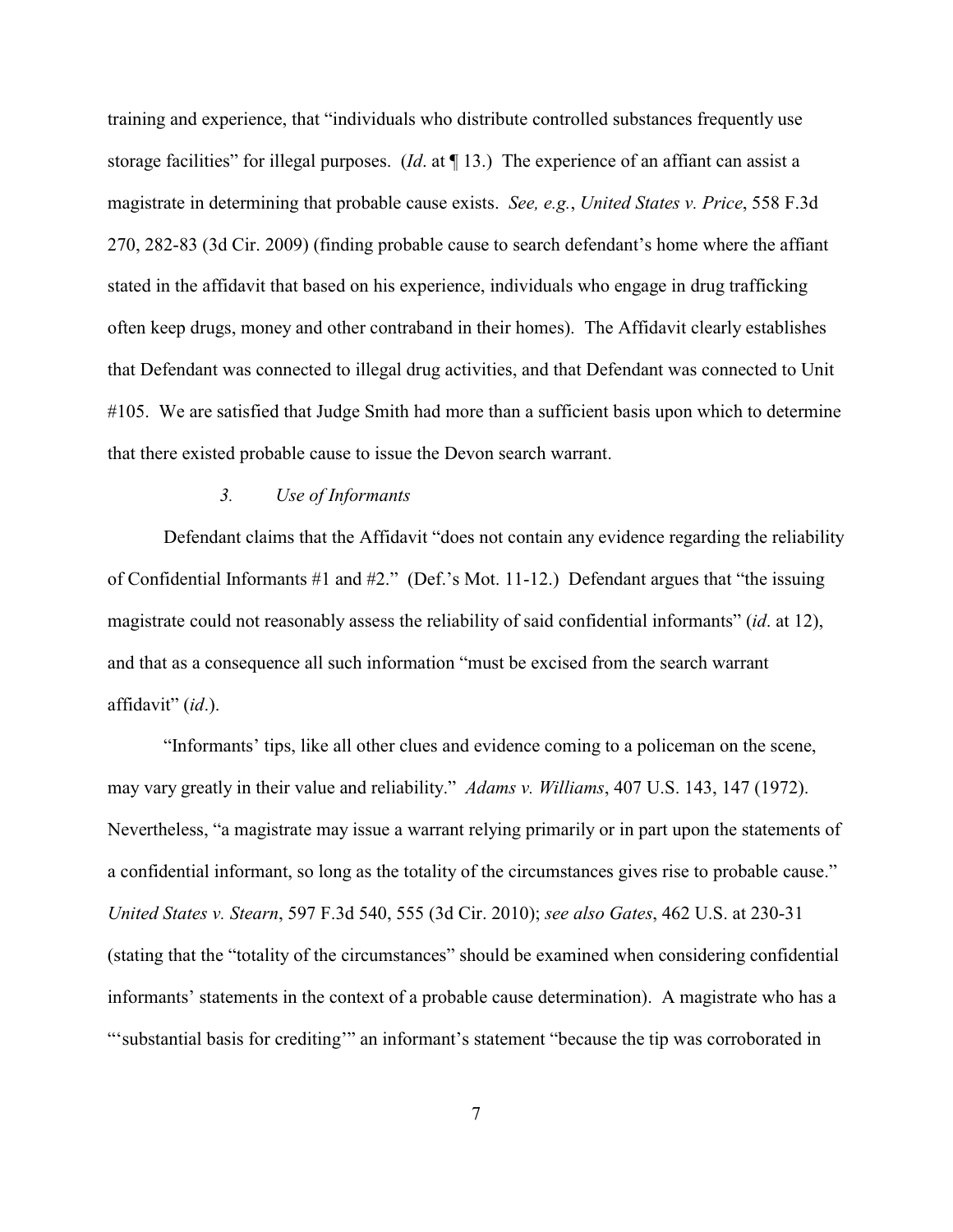training and experience, that "individuals who distribute controlled substances frequently use storage facilities" for illegal purposes. (*Id*. at ¶ 13.) The experience of an affiant can assist a magistrate in determining that probable cause exists. *See, e.g.*, *United States v. Price*, 558 F.3d 270, 282-83 (3d Cir. 2009) (finding probable cause to search defendant's home where the affiant stated in the affidavit that based on his experience, individuals who engage in drug trafficking often keep drugs, money and other contraband in their homes). The Affidavit clearly establishes that Defendant was connected to illegal drug activities, and that Defendant was connected to Unit #105. We are satisfied that Judge Smith had more than a sufficient basis upon which to determine that there existed probable cause to issue the Devon search warrant.

### 3. *Use of Informants*

Defendant claims that the Affidavit "does not contain any evidence regarding the reliability of Confidential Informants #1 and #2." (Def.'s Mot. 11-12.) Defendant argues that "the issuing magistrate could not reasonably assess the reliability of said confidential informants" (*id*. at 12), and that as a consequence all such information "must be excised from the search warrant affidavit" (*id*.).

"Informants' tips, like all other clues and evidence coming to a policeman on the scene, may vary greatly in their value and reliability." *Adams v. Williams*, 407 U.S. 143, 147 (1972). Nevertheless, "a magistrate may issue a warrant relying primarily or in part upon the statements of a confidential informant, so long as the totality of the circumstances gives rise to probable cause." *United States v. Stearn*, 597 F.3d 540, 555 (3d Cir. 2010); *see also Gates*, 462 U.S. at 230-31 (stating that the "totality of the circumstances" should be examined when considering confidential informants' statements in the context of a probable cause determination). A magistrate who has a "'substantial basis for crediting'" an informant's statement "because the tip was corroborated in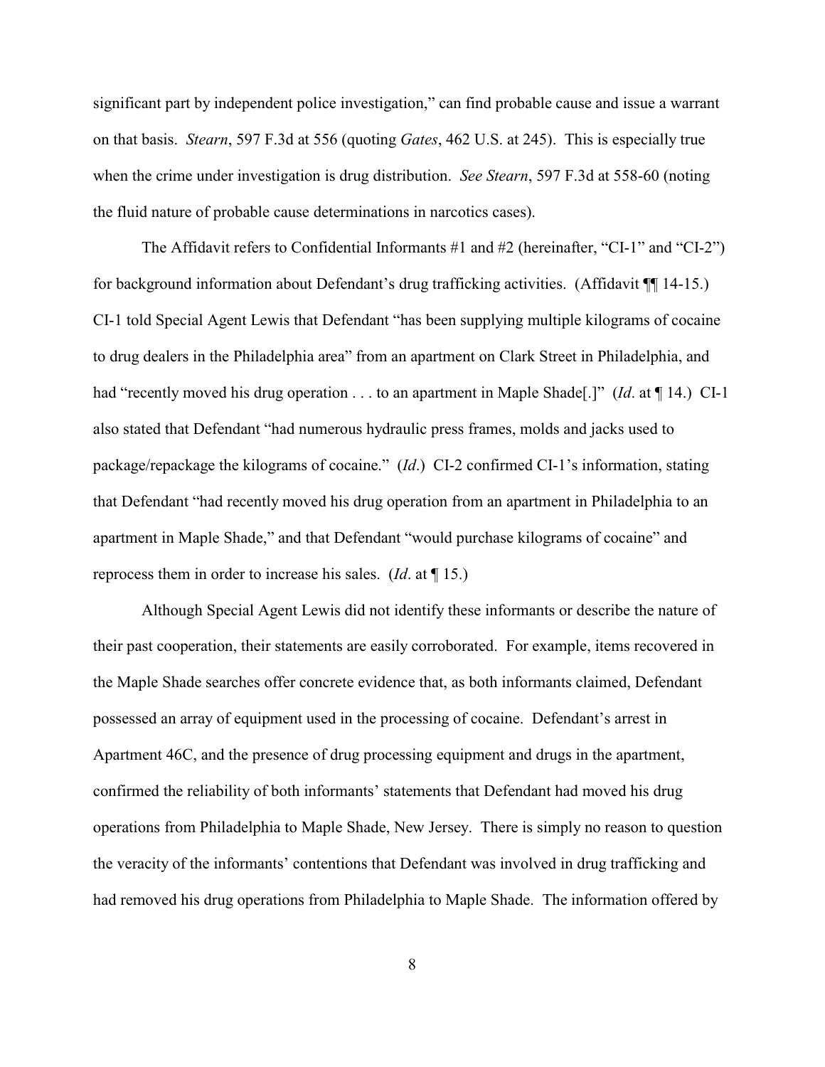significant part by independent police investigation," can find probable cause and issue a warrant on that basis. *Stearn*, 597 F.3d at 556 (quoting *Gates*, 462 U.S. at 245). This is especially true when the crime under investigation is drug distribution. *See Stearn*, 597 F.3d at 558-60 (noting the fluid nature of probable cause determinations in narcotics cases).

The Affidavit refers to Confidential Informants #1 and #2 (hereinafter, "CI-1" and "CI-2") for background information about Defendant's drug trafficking activities. (Affidavit ¶¶ 14-15.) CI-1 told Special Agent Lewis that Defendant "has been supplying multiple kilograms of cocaine to drug dealers in the Philadelphia area" from an apartment on Clark Street in Philadelphia, and had "recently moved his drug operation . . . to an apartment in Maple Shade[.]" (*Id*. at ¶ 14.) CI-1 also stated that Defendant "had numerous hydraulic press frames, molds and jacks used to package/repackage the kilograms of cocaine." (*Id*.) CI-2 confirmed CI-1's information, stating that Defendant "had recently moved his drug operation from an apartment in Philadelphia to an apartment in Maple Shade," and that Defendant "would purchase kilograms of cocaine" and reprocess them in order to increase his sales. (*Id*. at ¶ 15.)

Although Special Agent Lewis did not identify these informants or describe the nature of their past cooperation, their statements are easily corroborated. For example, items recovered in the Maple Shade searches offer concrete evidence that, as both informants claimed, Defendant possessed an array of equipment used in the processing of cocaine. Defendant's arrest in Apartment 46C, and the presence of drug processing equipment and drugs in the apartment, confirmed the reliability of both informants' statements that Defendant had moved his drug operations from Philadelphia to Maple Shade, New Jersey. There is simply no reason to question the veracity of the informants' contentions that Defendant was involved in drug trafficking and had removed his drug operations from Philadelphia to Maple Shade. The information offered by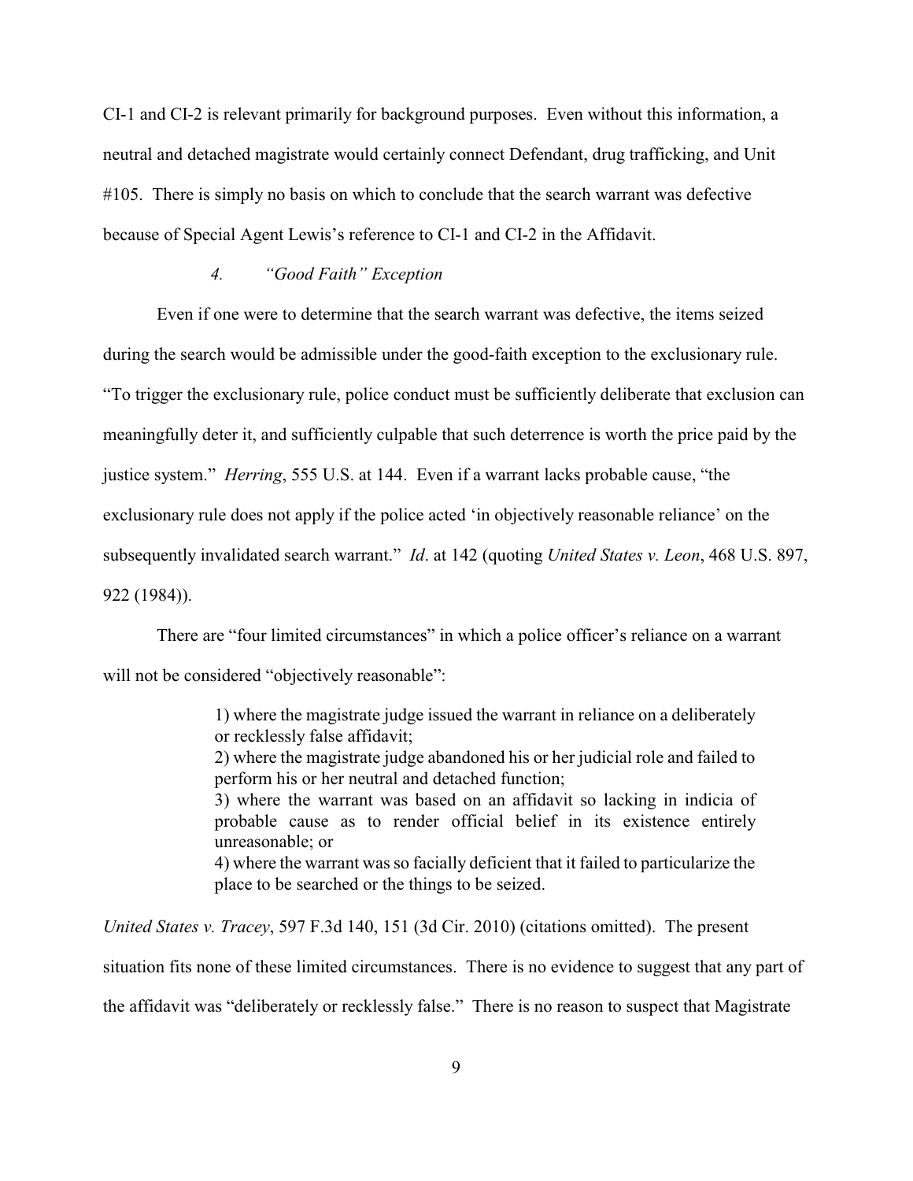CI-1 and CI-2 is relevant primarily for background purposes. Even without this information, a neutral and detached magistrate would certainly connect Defendant, drug trafficking, and Unit #105. There is simply no basis on which to conclude that the search warrant was defective because of Special Agent Lewis's reference to CI-1 and CI-2 in the Affidavit.

#### 4. *"Good Faith" Exception*

Even if one were to determine that the search warrant was defective, the items seized during the search would be admissible under the good-faith exception to the exclusionary rule. "To trigger the exclusionary rule, police conduct must be sufficiently deliberate that exclusion can meaningfully deter it, and sufficiently culpable that such deterrence is worth the price paid by the justice system." *Herring*, 555 U.S. at 144. Even if a warrant lacks probable cause, "the exclusionary rule does not apply if the police acted 'in objectively reasonable reliance' on the subsequently invalidated search warrant." *Id*. at 142 (quoting *United States v. Leon*, 468 U.S. 897, 922 (1984)).

There are "four limited circumstances" in which a police officer's reliance on a warrant will not be considered "objectively reasonable":

> 1) where the magistrate judge issued the warrant in reliance on a deliberately or recklessly false affidavit;
> 2) where the magistrate judge abandoned his or her judicial role and failed to perform his or her neutral and detached function;
> 3) where the warrant was based on an affidavit so lacking in indicia of probable cause as to render official belief in its existence entirely unreasonable; or
> 4) where the warrant was so facially deficient that it failed to particularize the place to be searched or the things to be seized.

*United States v. Tracey*, 597 F.3d 140, 151 (3d Cir. 2010) (citations omitted). The present situation fits none of these limited circumstances. There is no evidence to suggest that any part of the affidavit was "deliberately or recklessly false." There is no reason to suspect that Magistrate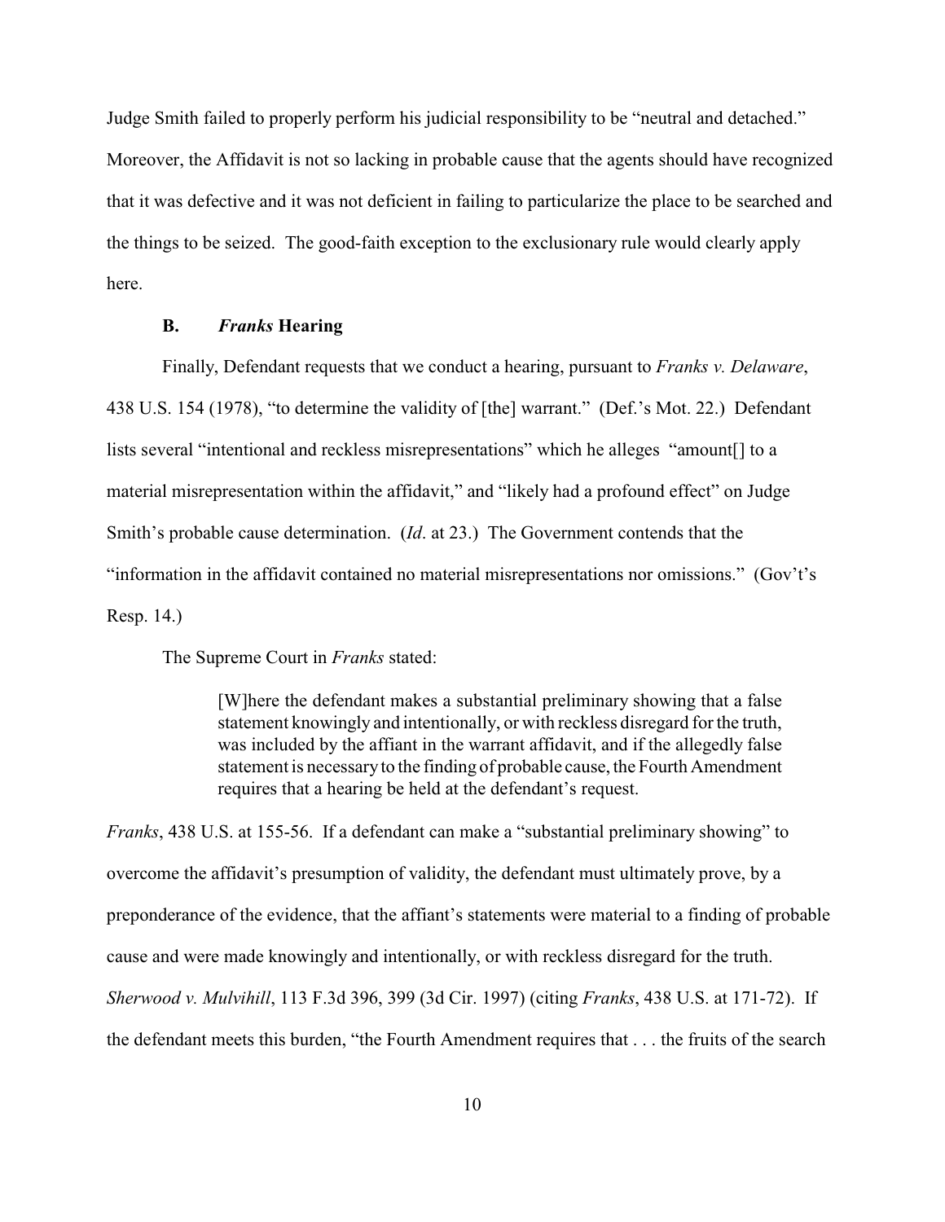Judge Smith failed to properly perform his judicial responsibility to be "neutral and detached." Moreover, the Affidavit is not so lacking in probable cause that the agents should have recognized that it was defective and it was not deficient in failing to particularize the place to be searched and the things to be seized. The good-faith exception to the exclusionary rule would clearly apply here.

### B. *Franks* Hearing

Finally, Defendant requests that we conduct a hearing, pursuant to *Franks v. Delaware*, 438 U.S. 154 (1978), "to determine the validity of [the] warrant." (Def.'s Mot. 22.) Defendant lists several "intentional and reckless misrepresentations" which he alleges "amount[] to a material misrepresentation within the affidavit," and "likely had a profound effect" on Judge Smith's probable cause determination. (*Id*. at 23.) The Government contends that the "information in the affidavit contained no material misrepresentations nor omissions." (Gov't's Resp. 14.)

The Supreme Court in *Franks* stated:

> [W]here the defendant makes a substantial preliminary showing that a false statement knowingly and intentionally, or with reckless disregard for the truth, was included by the affiant in the warrant affidavit, and if the allegedly false statement is necessary to the finding of probable cause, the Fourth Amendment requires that a hearing be held at the defendant's request.

*Franks*, 438 U.S. at 155-56. If a defendant can make a "substantial preliminary showing" to overcome the affidavit's presumption of validity, the defendant must ultimately prove, by a preponderance of the evidence, that the affiant's statements were material to a finding of probable cause and were made knowingly and intentionally, or with reckless disregard for the truth. *Sherwood v. Mulvihill*, 113 F.3d 396, 399 (3d Cir. 1997) (citing *Franks*, 438 U.S. at 171-72). If the defendant meets this burden, "the Fourth Amendment requires that . . . the fruits of the search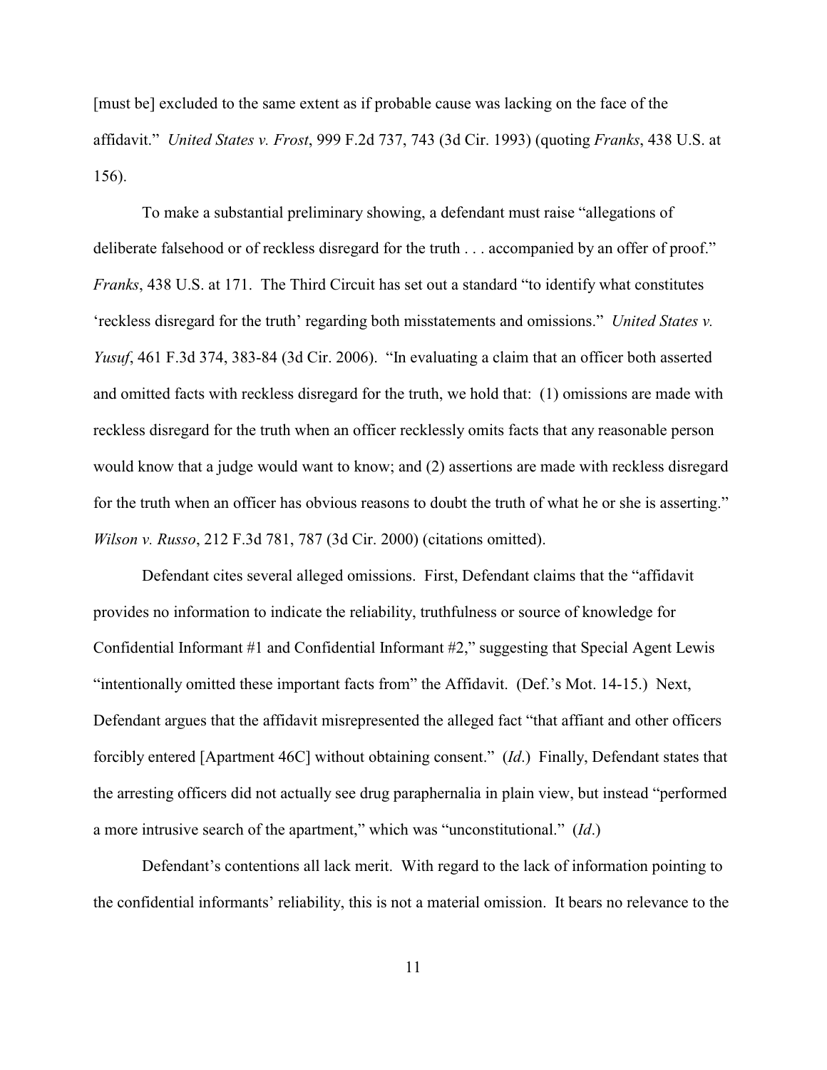[must be] excluded to the same extent as if probable cause was lacking on the face of the affidavit." *United States v. Frost*, 999 F.2d 737, 743 (3d Cir. 1993) (quoting *Franks*, 438 U.S. at 156).

To make a substantial preliminary showing, a defendant must raise "allegations of deliberate falsehood or of reckless disregard for the truth . . . accompanied by an offer of proof." *Franks*, 438 U.S. at 171. The Third Circuit has set out a standard "to identify what constitutes 'reckless disregard for the truth' regarding both misstatements and omissions." *United States v. Yusuf*, 461 F.3d 374, 383-84 (3d Cir. 2006). "In evaluating a claim that an officer both asserted and omitted facts with reckless disregard for the truth, we hold that: (1) omissions are made with reckless disregard for the truth when an officer recklessly omits facts that any reasonable person would know that a judge would want to know; and (2) assertions are made with reckless disregard for the truth when an officer has obvious reasons to doubt the truth of what he or she is asserting." *Wilson v. Russo*, 212 F.3d 781, 787 (3d Cir. 2000) (citations omitted).

Defendant cites several alleged omissions. First, Defendant claims that the "affidavit provides no information to indicate the reliability, truthfulness or source of knowledge for Confidential Informant #1 and Confidential Informant #2," suggesting that Special Agent Lewis "intentionally omitted these important facts from" the Affidavit. (Def.'s Mot. 14-15.) Next, Defendant argues that the affidavit misrepresented the alleged fact "that affiant and other officers forcibly entered [Apartment 46C] without obtaining consent." (*Id*.) Finally, Defendant states that the arresting officers did not actually see drug paraphernalia in plain view, but instead "performed a more intrusive search of the apartment," which was "unconstitutional." (*Id*.)

Defendant's contentions all lack merit. With regard to the lack of information pointing to the confidential informants' reliability, this is not a material omission. It bears no relevance to the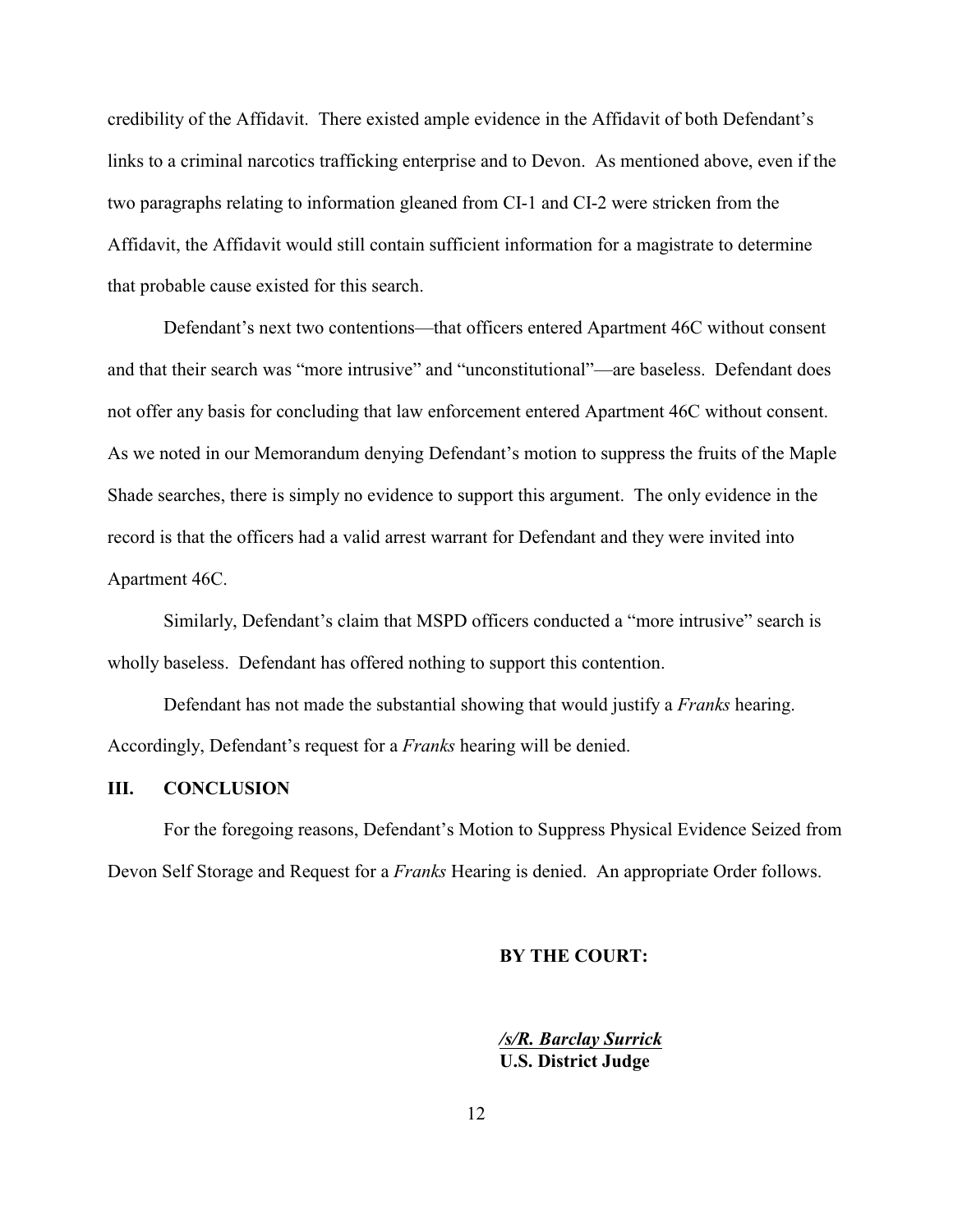credibility of the Affidavit. There existed ample evidence in the Affidavit of both Defendant's links to a criminal narcotics trafficking enterprise and to Devon. As mentioned above, even if the two paragraphs relating to information gleaned from CI-1 and CI-2 were stricken from the Affidavit, the Affidavit would still contain sufficient information for a magistrate to determine that probable cause existed for this search.

Defendant's next two contentions—that officers entered Apartment 46C without consent and that their search was "more intrusive" and "unconstitutional"—are baseless. Defendant does not offer any basis for concluding that law enforcement entered Apartment 46C without consent. As we noted in our Memorandum denying Defendant's motion to suppress the fruits of the Maple Shade searches, there is simply no evidence to support this argument. The only evidence in the record is that the officers had a valid arrest warrant for Defendant and they were invited into Apartment 46C.

Similarly, Defendant's claim that MSPD officers conducted a "more intrusive" search is wholly baseless. Defendant has offered nothing to support this contention.

Defendant has not made the substantial showing that would justify a *Franks* hearing. Accordingly, Defendant's request for a *Franks* hearing will be denied.

## III. CONCLUSION

For the foregoing reasons, Defendant's Motion to Suppress Physical Evidence Seized from Devon Self Storage and Request for a *Franks* Hearing is denied. An appropriate Order follows.

**BY THE COURT:**

***/s/R. Barclay Surrick***
**U.S. District Judge**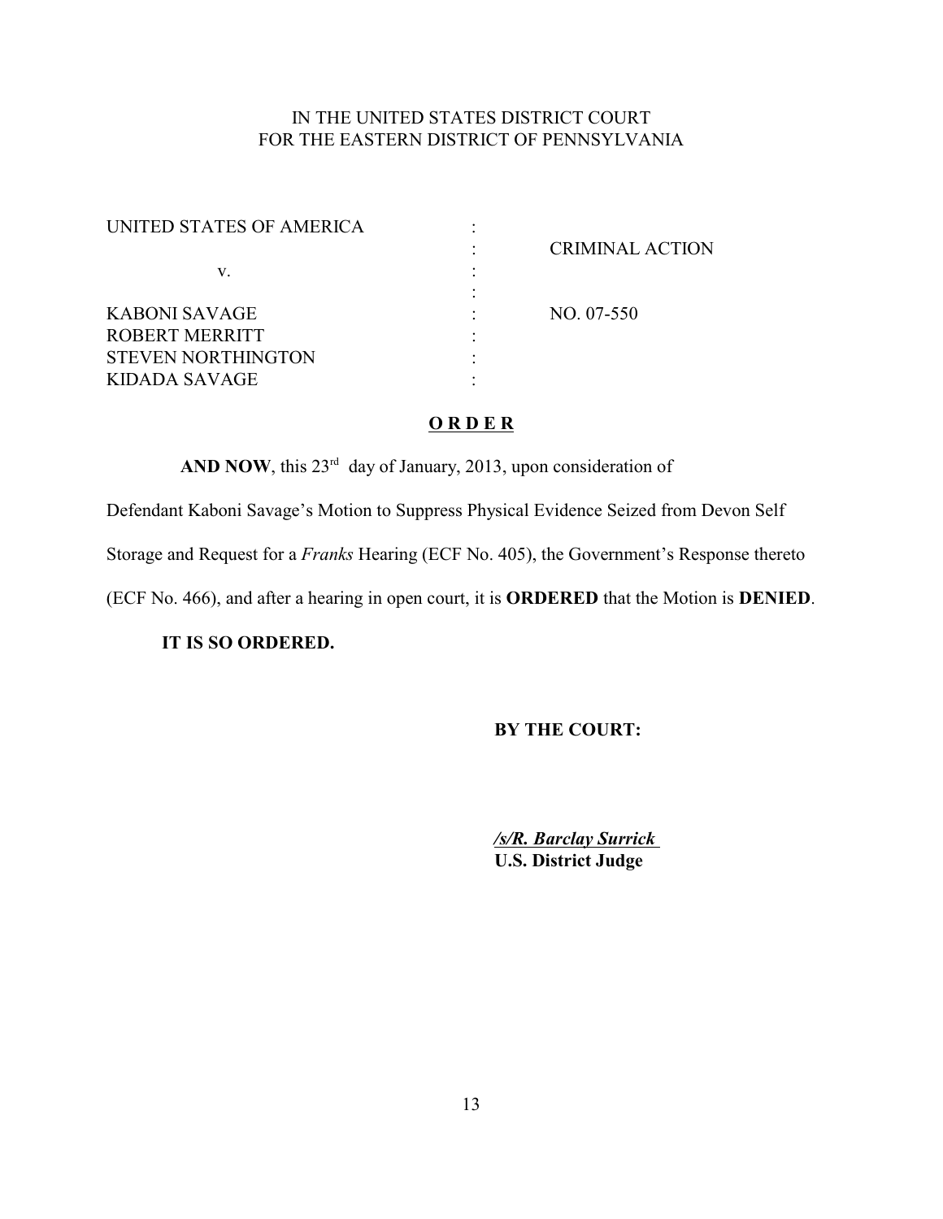IN THE UNITED STATES DISTRICT COURT
FOR THE EASTERN DISTRICT OF PENNSYLVANIA

| | | |
|---|---|---|
| UNITED STATES OF AMERICA | : | |
| | : | CRIMINAL ACTION |
| v. | : | |
| | : | |
| KABONI SAVAGE | : | NO. 07-550 |
| ROBERT MERRITT | : | |
| STEVEN NORTHINGTON | : | |
| KIDADA SAVAGE | : | |

**O R D E R**

**AND NOW**, this 23rd day of January, 2013, upon consideration of Defendant Kaboni Savage's Motion to Suppress Physical Evidence Seized from Devon Self Storage and Request for a *Franks* Hearing (ECF No. 405), the Government's Response thereto (ECF No. 466), and after a hearing in open court, it is **ORDERED** that the Motion is **DENIED**.

**IT IS SO ORDERED.**

**BY THE COURT:**

***/s/R. Barclay Surrick***
**U.S. District Judge**